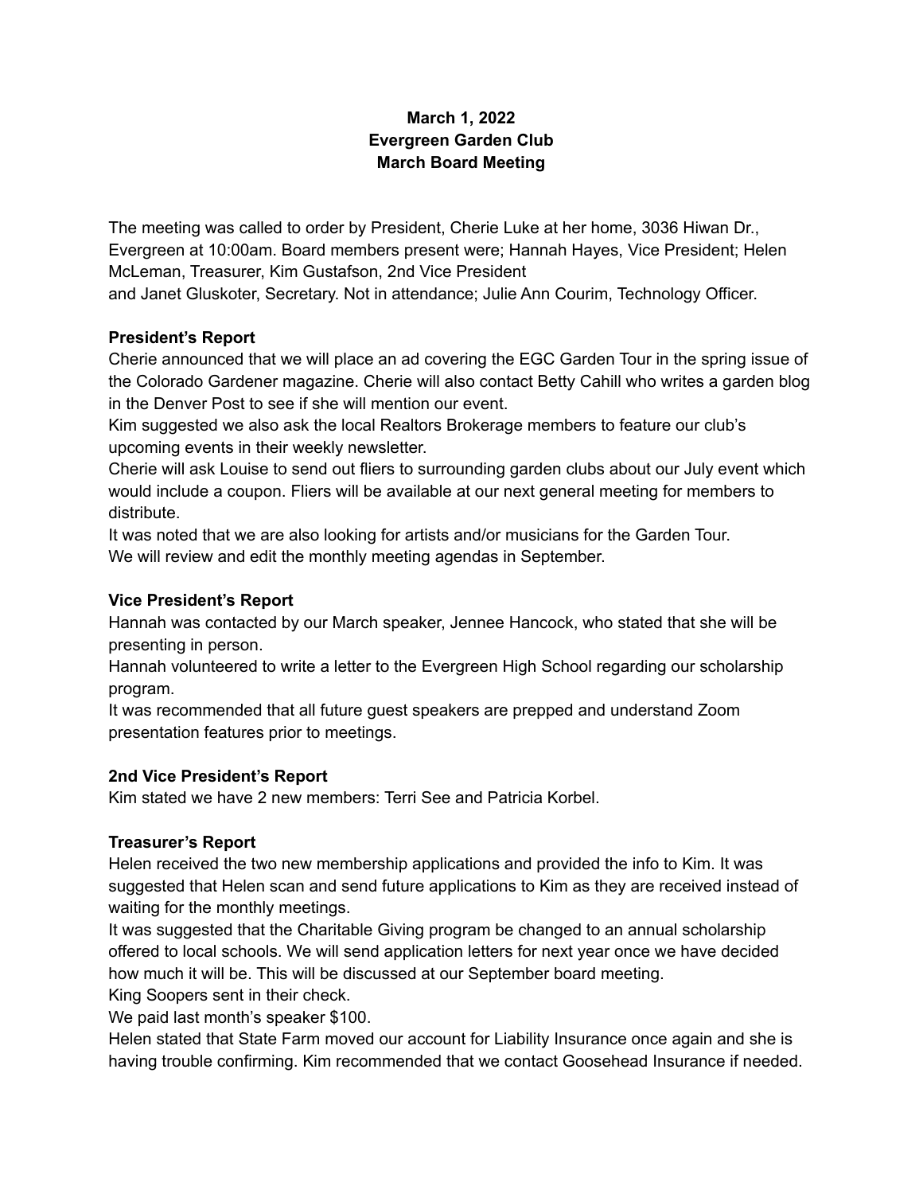**March 1, 2022**
**Evergreen Garden Club**
**March Board Meeting**

The meeting was called to order by President, Cherie Luke at her home, 3036 Hiwan Dr., Evergreen at 10:00am. Board members present were; Hannah Hayes, Vice President; Helen McLeman, Treasurer, Kim Gustafson, 2nd Vice President and Janet Gluskoter, Secretary. Not in attendance; Julie Ann Courim, Technology Officer.

**President's Report**

Cherie announced that we will place an ad covering the EGC Garden Tour in the spring issue of the Colorado Gardener magazine. Cherie will also contact Betty Cahill who writes a garden blog in the Denver Post to see if she will mention our event.
Kim suggested we also ask the local Realtors Brokerage members to feature our club's upcoming events in their weekly newsletter.
Cherie will ask Louise to send out fliers to surrounding garden clubs about our July event which would include a coupon. Fliers will be available at our next general meeting for members to distribute.
It was noted that we are also looking for artists and/or musicians for the Garden Tour.
We will review and edit the monthly meeting agendas in September.

**Vice President's Report**

Hannah was contacted by our March speaker, Jennee Hancock, who stated that she will be presenting in person.
Hannah volunteered to write a letter to the Evergreen High School regarding our scholarship program.
It was recommended that all future guest speakers are prepped and understand Zoom presentation features prior to meetings.

**2nd Vice President's Report**

Kim stated we have 2 new members: Terri See and Patricia Korbel.

**Treasurer's Report**

Helen received the two new membership applications and provided the info to Kim. It was suggested that Helen scan and send future applications to Kim as they are received instead of waiting for the monthly meetings.
It was suggested that the Charitable Giving program be changed to an annual scholarship offered to local schools. We will send application letters for next year once we have decided how much it will be. This will be discussed at our September board meeting.
King Soopers sent in their check.
We paid last month's speaker $100.
Helen stated that State Farm moved our account for Liability Insurance once again and she is having trouble confirming. Kim recommended that we contact Goosehead Insurance if needed.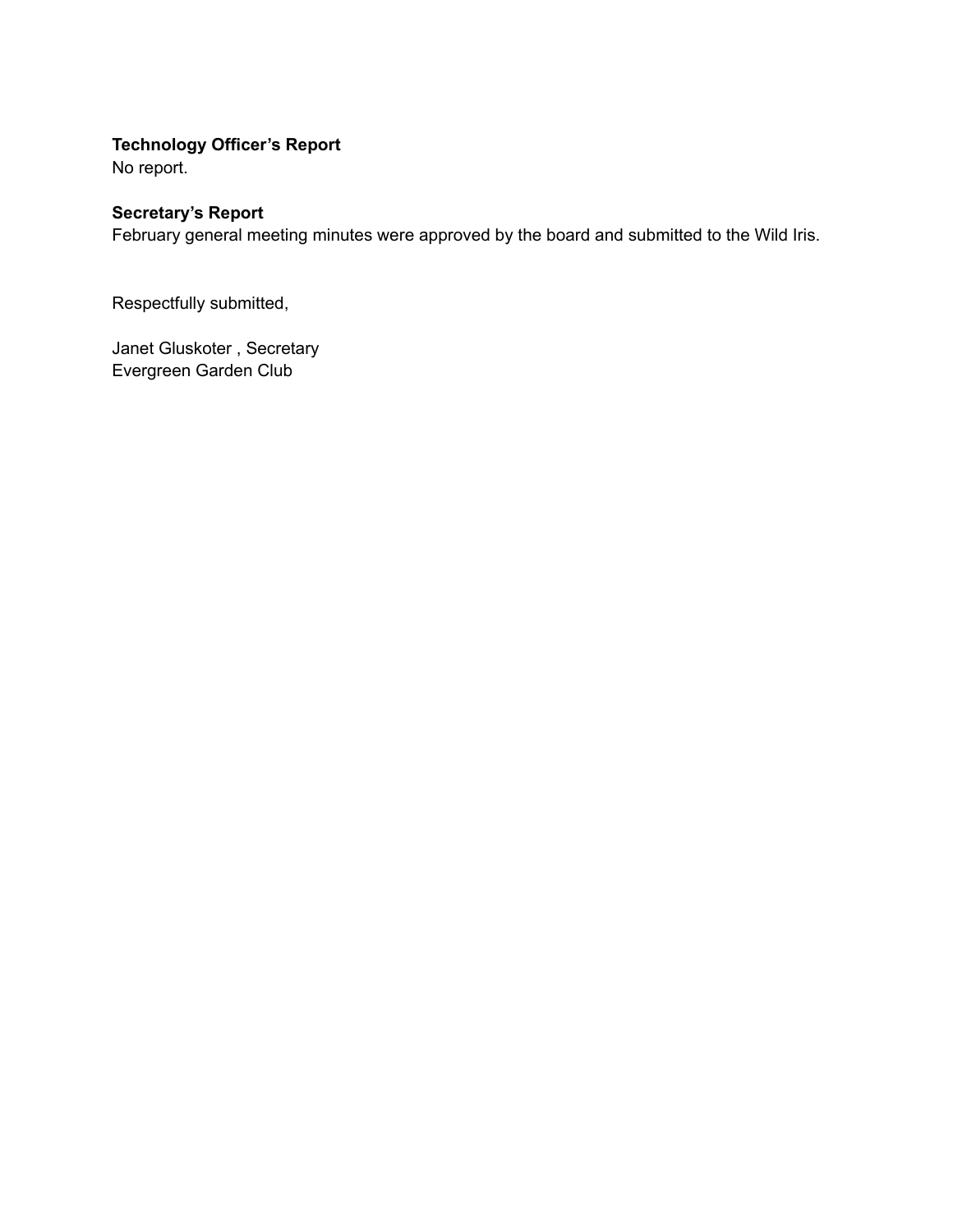**Technology Officer's Report**
No report.

**Secretary's Report**
February general meeting minutes were approved by the board and submitted to the Wild Iris.

Respectfully submitted,

Janet Gluskoter , Secretary
Evergreen Garden Club